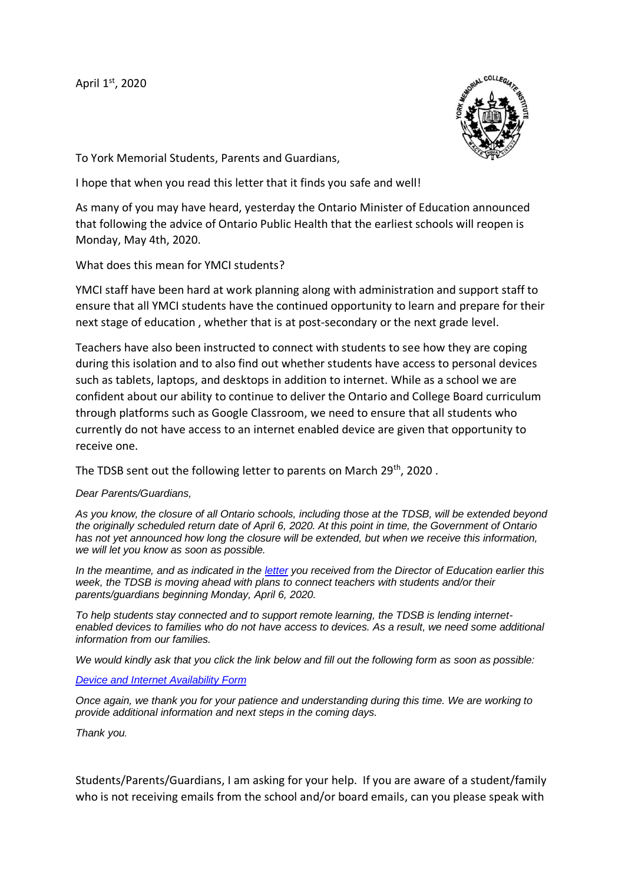April 1st, 2020

To York Memorial Students, Parents and Guardians,

I hope that when you read this letter that it finds you safe and well!

As many of you may have heard, yesterday the Ontario Minister of Education announced that following the advice of Ontario Public Health that the earliest schools will reopen is Monday, May 4th, 2020.

What does this mean for YMCI students?

YMCI staff have been hard at work planning along with administration and support staff to ensure that all YMCI students have the continued opportunity to learn and prepare for their next stage of education , whether that is at post-secondary or the next grade level.

Teachers have also been instructed to connect with students to see how they are coping during this isolation and to also find out whether students have access to personal devices such as tablets, laptops, and desktops in addition to internet. While as a school we are confident about our ability to continue to deliver the Ontario and College Board curriculum through platforms such as Google Classroom, we need to ensure that all students who currently do not have access to an internet enabled device are given that opportunity to receive one.

The TDSB sent out the following letter to parents on March 29th, 2020 .

*Dear Parents/Guardians,*

*As you know, the closure of all Ontario schools, including those at the TDSB, will be extended beyond the originally scheduled return date of April 6, 2020. At this point in time, the Government of Ontario has not yet announced how long the closure will be extended, but when we receive this information, we will let you know as soon as possible.*

*In the meantime, and as indicated in the letter you received from the Director of Education earlier this week, the TDSB is moving ahead with plans to connect teachers with students and/or their parents/guardians beginning Monday, April 6, 2020.*

*To help students stay connected and to support remote learning, the TDSB is lending internet-enabled devices to families who do not have access to devices. As a result, we need some additional information from our families.*

*We would kindly ask that you click the link below and fill out the following form as soon as possible:*

*Device and Internet Availability Form*

*Once again, we thank you for your patience and understanding during this time. We are working to provide additional information and next steps in the coming days.*

*Thank you.*

Students/Parents/Guardians, I am asking for your help. If you are aware of a student/family who is not receiving emails from the school and/or board emails, can you please speak with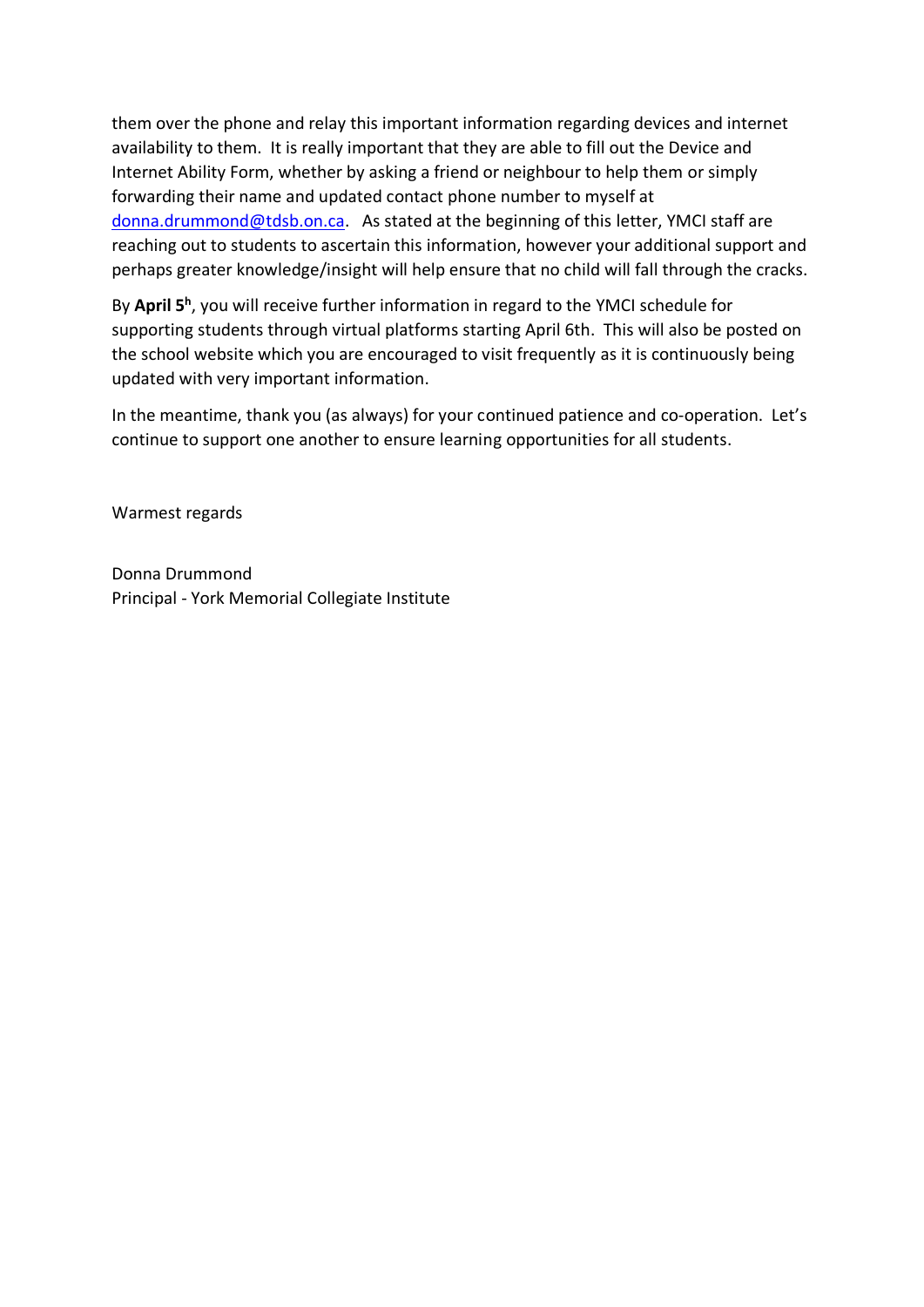them over the phone and relay this important information regarding devices and internet availability to them. It is really important that they are able to fill out the Device and Internet Ability Form, whether by asking a friend or neighbour to help them or simply forwarding their name and updated contact phone number to myself at donna.drummond@tdsb.on.ca. As stated at the beginning of this letter, YMCI staff are reaching out to students to ascertain this information, however your additional support and perhaps greater knowledge/insight will help ensure that no child will fall through the cracks.

By **April 5h**, you will receive further information in regard to the YMCI schedule for supporting students through virtual platforms starting April 6th. This will also be posted on the school website which you are encouraged to visit frequently as it is continuously being updated with very important information.

In the meantime, thank you (as always) for your continued patience and co-operation. Let's continue to support one another to ensure learning opportunities for all students.

Warmest regards

Donna Drummond
Principal - York Memorial Collegiate Institute